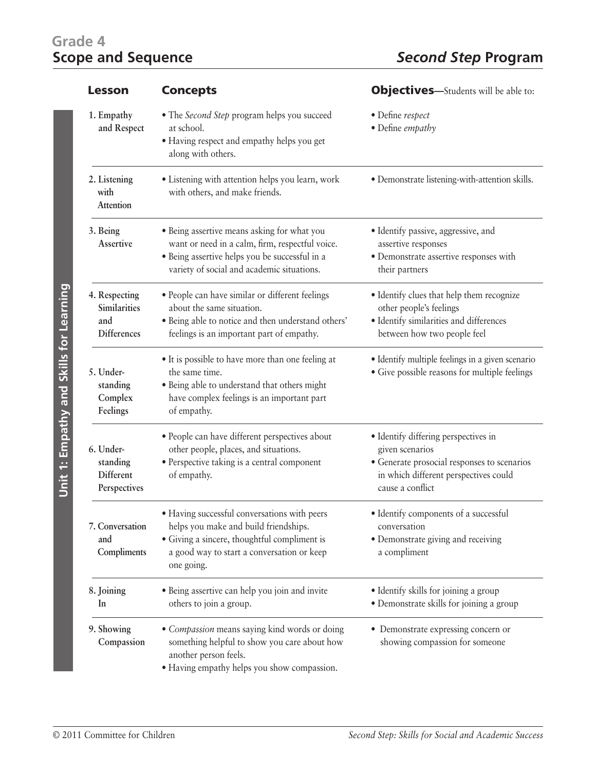# Grade 4
# Scope and Sequence

## *Second Step* Program

**Unit 1: Empathy and Skills for Learning**

| Lesson | Concepts | Objectives—Students will be able to: |
|---|---|---|
| **1. Empathy and Respect** | • The *Second Step* program helps you succeed at school.<br>• Having respect and empathy helps you get along with others. | • Define *respect*<br>• Define *empathy* |
| **2. Listening with Attention** | • Listening with attention helps you learn, work with others, and make friends. | • Demonstrate listening-with-attention skills. |
| **3. Being Assertive** | • Being assertive means asking for what you want or need in a calm, firm, respectful voice.<br>• Being assertive helps you be successful in a variety of social and academic situations. | • Identify passive, aggressive, and assertive responses<br>• Demonstrate assertive responses with their partners |
| **4. Respecting Similarities and Differences** | • People can have similar or different feelings about the same situation.<br>• Being able to notice and then understand others' feelings is an important part of empathy. | • Identify clues that help them recognize other people's feelings<br>• Identify similarities and differences between how two people feel |
| **5. Understanding Complex Feelings** | • It is possible to have more than one feeling at the same time.<br>• Being able to understand that others might have complex feelings is an important part of empathy. | • Identify multiple feelings in a given scenario<br>• Give possible reasons for multiple feelings |
| **6. Understanding Different Perspectives** | • People can have different perspectives about other people, places, and situations.<br>• Perspective taking is a central component of empathy. | • Identify differing perspectives in given scenarios<br>• Generate prosocial responses to scenarios in which different perspectives could cause a conflict |
| **7. Conversation and Compliments** | • Having successful conversations with peers helps you make and build friendships.<br>• Giving a sincere, thoughtful compliment is a good way to start a conversation or keep one going. | • Identify components of a successful conversation<br>• Demonstrate giving and receiving a compliment |
| **8. Joining In** | • Being assertive can help you join and invite others to join a group. | • Identify skills for joining a group<br>• Demonstrate skills for joining a group |
| **9. Showing Compassion** | • *Compassion* means saying kind words or doing something helpful to show you care about how another person feels.<br>• Having empathy helps you show compassion. | • Demonstrate expressing concern or showing compassion for someone |

© 2011 Committee for Children — *Second Step: Skills for Social and Academic Success*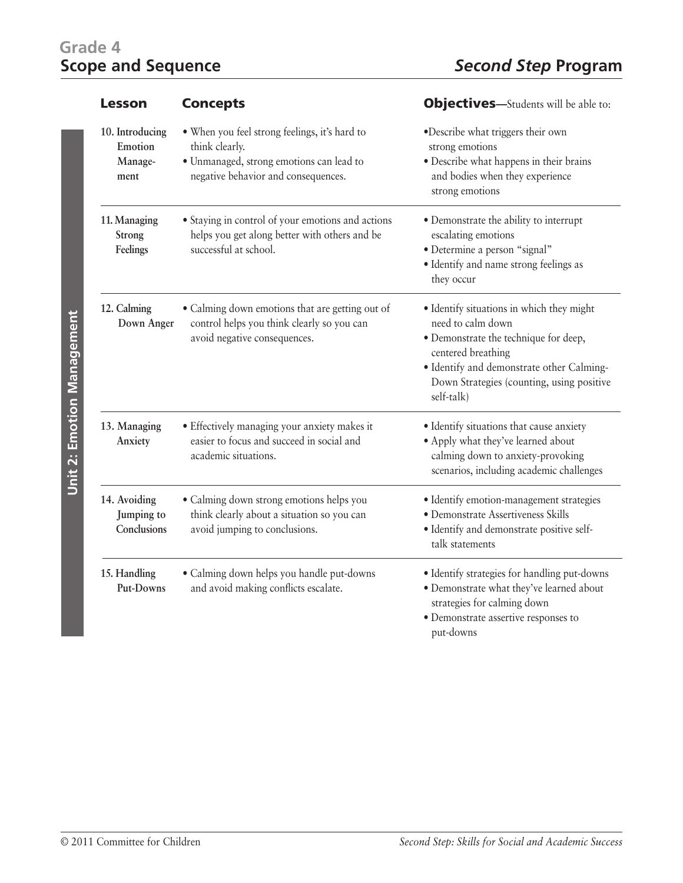## Grade 4

## Scope and Sequence

*Second Step* **Program**

**Unit 2: Emotion Management**

| Lesson | Concepts | Objectives—Students will be able to: |
|---|---|---|
| 10. Introducing Emotion Management | • When you feel strong feelings, it's hard to think clearly.<br>• Unmanaged, strong emotions can lead to negative behavior and consequences. | • Describe what triggers their own strong emotions<br>• Describe what happens in their brains and bodies when they experience strong emotions |
| 11. Managing Strong Feelings | • Staying in control of your emotions and actions helps you get along better with others and be successful at school. | • Demonstrate the ability to interrupt escalating emotions<br>• Determine a person "signal"<br>• Identify and name strong feelings as they occur |
| 12. Calming Down Anger | • Calming down emotions that are getting out of control helps you think clearly so you can avoid negative consequences. | • Identify situations in which they might need to calm down<br>• Demonstrate the technique for deep, centered breathing<br>• Identify and demonstrate other Calming-Down Strategies (counting, using positive self-talk) |
| 13. Managing Anxiety | • Effectively managing your anxiety makes it easier to focus and succeed in social and academic situations. | • Identify situations that cause anxiety<br>• Apply what they've learned about calming down to anxiety-provoking scenarios, including academic challenges |
| 14. Avoiding Jumping to Conclusions | • Calming down strong emotions helps you think clearly about a situation so you can avoid jumping to conclusions. | • Identify emotion-management strategies<br>• Demonstrate Assertiveness Skills<br>• Identify and demonstrate positive self-talk statements |
| 15. Handling Put-Downs | • Calming down helps you handle put-downs and avoid making conflicts escalate. | • Identify strategies for handling put-downs<br>• Demonstrate what they've learned about strategies for calming down<br>• Demonstrate assertive responses to put-downs |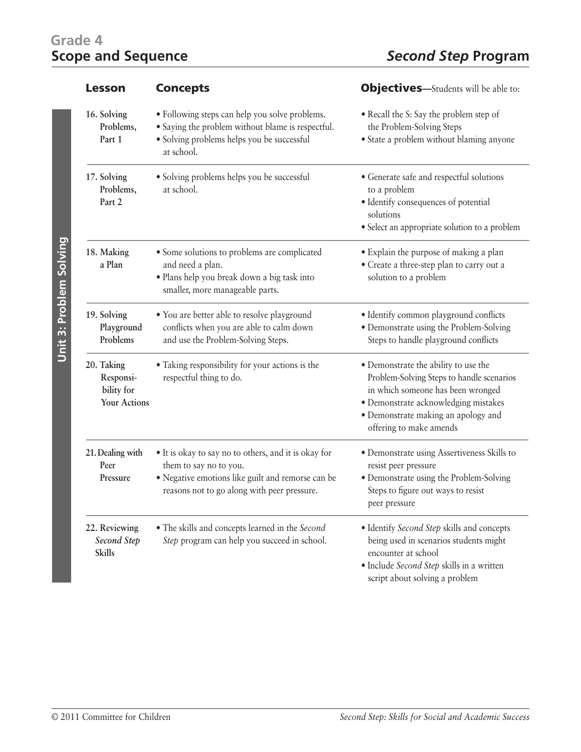# Grade 4 Scope and Sequence

## *Second Step* Program

Unit 3: Problem Solving

| Lesson | Concepts | Objectives—Students will be able to: |
|---|---|---|
| 16. Solving Problems, Part 1 | • Following steps can help you solve problems.<br>• Saying the problem without blame is respectful.<br>• Solving problems helps you be successful at school. | • Recall the S: Say the problem step of the Problem-Solving Steps<br>• State a problem without blaming anyone |
| 17. Solving Problems, Part 2 | • Solving problems helps you be successful at school. | • Generate safe and respectful solutions to a problem<br>• Identify consequences of potential solutions<br>• Select an appropriate solution to a problem |
| 18. Making a Plan | • Some solutions to problems are complicated and need a plan.<br>• Plans help you break down a big task into smaller, more manageable parts. | • Explain the purpose of making a plan<br>• Create a three-step plan to carry out a solution to a problem |
| 19. Solving Playground Problems | • You are better able to resolve playground conflicts when you are able to calm down and use the Problem-Solving Steps. | • Identify common playground conflicts<br>• Demonstrate using the Problem-Solving Steps to handle playground conflicts |
| 20. Taking Responsibility for Your Actions | • Taking responsibility for your actions is the respectful thing to do. | • Demonstrate the ability to use the Problem-Solving Steps to handle scenarios in which someone has been wronged<br>• Demonstrate acknowledging mistakes<br>• Demonstrate making an apology and offering to make amends |
| 21. Dealing with Peer Pressure | • It is okay to say no to others, and it is okay for them to say no to you.<br>• Negative emotions like guilt and remorse can be reasons not to go along with peer pressure. | • Demonstrate using Assertiveness Skills to resist peer pressure<br>• Demonstrate using the Problem-Solving Steps to figure out ways to resist peer pressure |
| 22. Reviewing *Second Step* Skills | • The skills and concepts learned in the *Second Step* program can help you succeed in school. | • Identify *Second Step* skills and concepts being used in scenarios students might encounter at school<br>• Include *Second Step* skills in a written script about solving a problem |